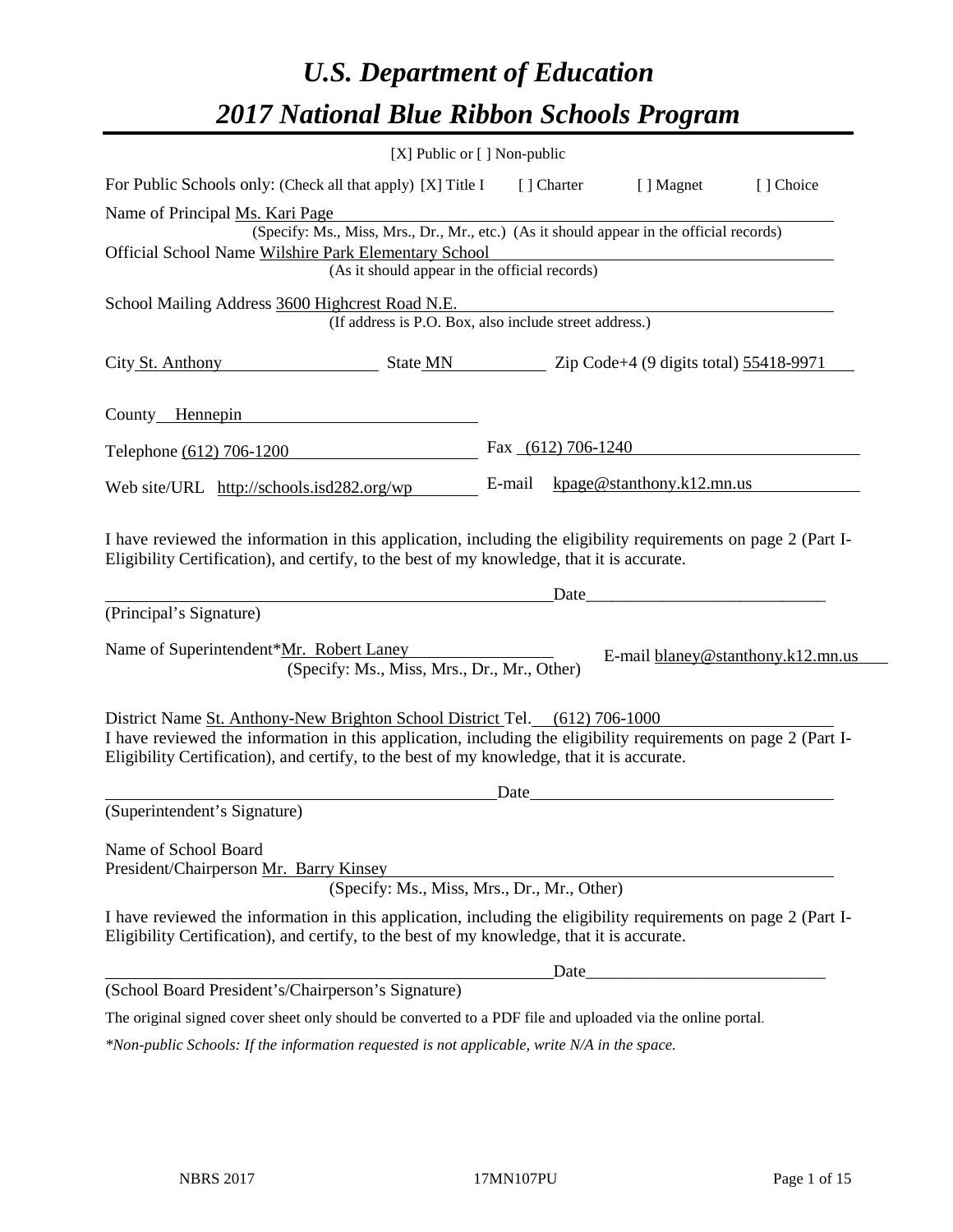# *U.S. Department of Education*

# *2017 National Blue Ribbon Schools Program*

[X] Public or [ ] Non-public

For Public Schools only: (Check all that apply) [X] Title I [ ] Charter [ ] Magnet [ ] Choice

Name of Principal Ms. Kari Page
(Specify: Ms., Miss, Mrs., Dr., Mr., etc.) (As it should appear in the official records)

Official School Name Wilshire Park Elementary School
(As it should appear in the official records)

School Mailing Address 3600 Highcrest Road N.E.
(If address is P.O. Box, also include street address.)

City St. Anthony State MN Zip Code+4 (9 digits total) 55418-9971

County Hennepin

Telephone (612) 706-1200 Fax (612) 706-1240

Web site/URL http://schools.isd282.org/wp E-mail kpage@stanthony.k12.mn.us

I have reviewed the information in this application, including the eligibility requirements on page 2 (Part I-Eligibility Certification), and certify, to the best of my knowledge, that it is accurate.

_______________________________________ Date___________________________

(Principal's Signature)

Name of Superintendent*Mr. Robert Laney E-mail blaney@stanthony.k12.mn.us
(Specify: Ms., Miss, Mrs., Dr., Mr., Other)

District Name St. Anthony-New Brighton School District Tel. (612) 706-1000

I have reviewed the information in this application, including the eligibility requirements on page 2 (Part I-Eligibility Certification), and certify, to the best of my knowledge, that it is accurate.

_______________________________________ Date___________________________

(Superintendent's Signature)

Name of School Board
President/Chairperson Mr. Barry Kinsey
(Specify: Ms., Miss, Mrs., Dr., Mr., Other)

I have reviewed the information in this application, including the eligibility requirements on page 2 (Part I-Eligibility Certification), and certify, to the best of my knowledge, that it is accurate.

_______________________________________ Date___________________________

(School Board President's/Chairperson's Signature)

The original signed cover sheet only should be converted to a PDF file and uploaded via the online portal.

*\*Non-public Schools: If the information requested is not applicable, write N/A in the space.*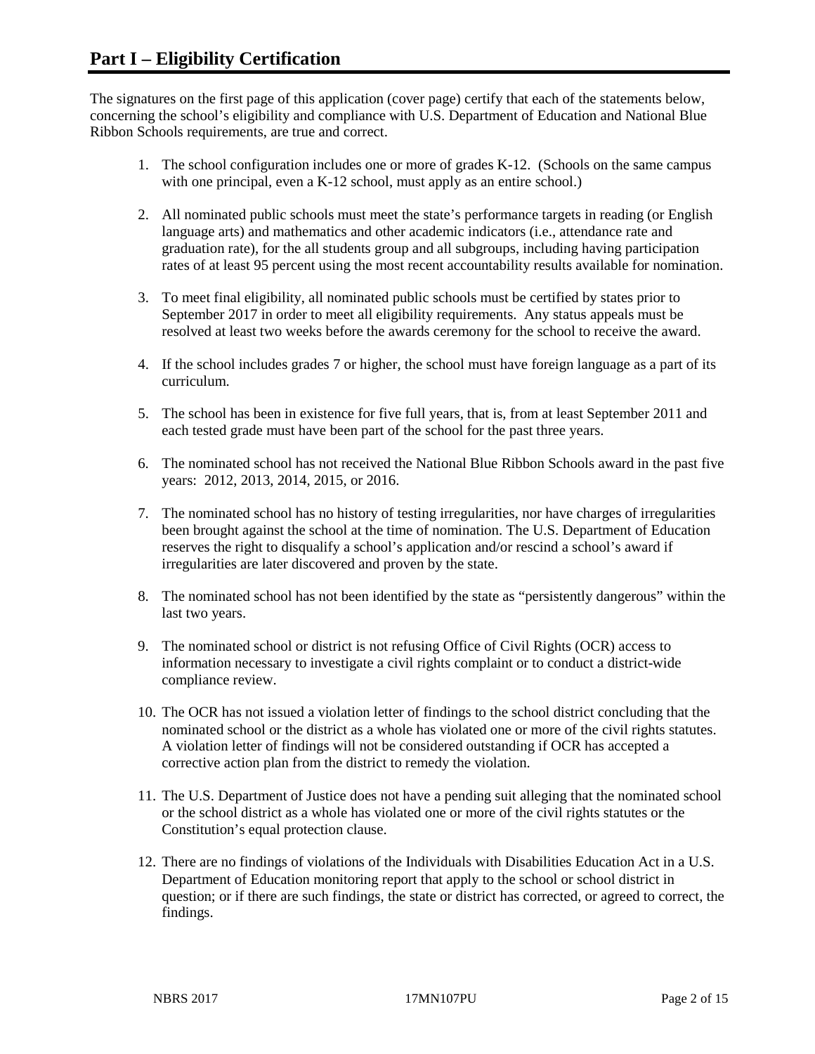# Part I – Eligibility Certification

The signatures on the first page of this application (cover page) certify that each of the statements below, concerning the school's eligibility and compliance with U.S. Department of Education and National Blue Ribbon Schools requirements, are true and correct.

1. The school configuration includes one or more of grades K-12. (Schools on the same campus with one principal, even a K-12 school, must apply as an entire school.)

2. All nominated public schools must meet the state's performance targets in reading (or English language arts) and mathematics and other academic indicators (i.e., attendance rate and graduation rate), for the all students group and all subgroups, including having participation rates of at least 95 percent using the most recent accountability results available for nomination.

3. To meet final eligibility, all nominated public schools must be certified by states prior to September 2017 in order to meet all eligibility requirements. Any status appeals must be resolved at least two weeks before the awards ceremony for the school to receive the award.

4. If the school includes grades 7 or higher, the school must have foreign language as a part of its curriculum.

5. The school has been in existence for five full years, that is, from at least September 2011 and each tested grade must have been part of the school for the past three years.

6. The nominated school has not received the National Blue Ribbon Schools award in the past five years: 2012, 2013, 2014, 2015, or 2016.

7. The nominated school has no history of testing irregularities, nor have charges of irregularities been brought against the school at the time of nomination. The U.S. Department of Education reserves the right to disqualify a school's application and/or rescind a school's award if irregularities are later discovered and proven by the state.

8. The nominated school has not been identified by the state as "persistently dangerous" within the last two years.

9. The nominated school or district is not refusing Office of Civil Rights (OCR) access to information necessary to investigate a civil rights complaint or to conduct a district-wide compliance review.

10. The OCR has not issued a violation letter of findings to the school district concluding that the nominated school or the district as a whole has violated one or more of the civil rights statutes. A violation letter of findings will not be considered outstanding if OCR has accepted a corrective action plan from the district to remedy the violation.

11. The U.S. Department of Justice does not have a pending suit alleging that the nominated school or the school district as a whole has violated one or more of the civil rights statutes or the Constitution's equal protection clause.

12. There are no findings of violations of the Individuals with Disabilities Education Act in a U.S. Department of Education monitoring report that apply to the school or school district in question; or if there are such findings, the state or district has corrected, or agreed to correct, the findings.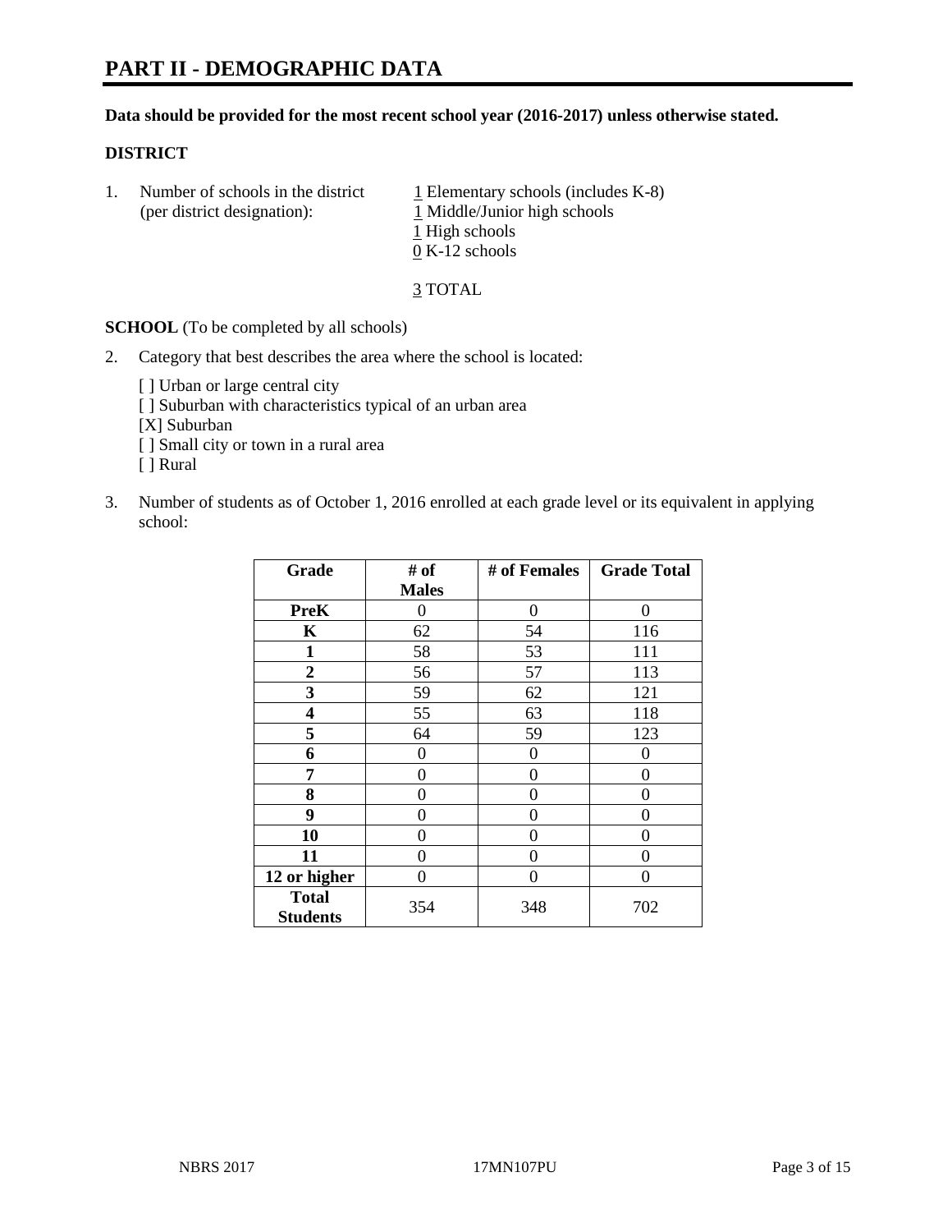# PART II - DEMOGRAPHIC DATA

**Data should be provided for the most recent school year (2016-2017) unless otherwise stated.**

**DISTRICT**

1. Number of schools in the district (per district designation):
   1 Elementary schools (includes K-8)
   1 Middle/Junior high schools
   1 High schools
   0 K-12 schools

   3 TOTAL

**SCHOOL** (To be completed by all schools)

2. Category that best describes the area where the school is located:

   [ ] Urban or large central city
   [ ] Suburban with characteristics typical of an urban area
   [X] Suburban
   [ ] Small city or town in a rural area
   [ ] Rural

3. Number of students as of October 1, 2016 enrolled at each grade level or its equivalent in applying school:

| Grade | # of Males | # of Females | Grade Total |
|---|---|---|---|
| PreK | 0 | 0 | 0 |
| K | 62 | 54 | 116 |
| 1 | 58 | 53 | 111 |
| 2 | 56 | 57 | 113 |
| 3 | 59 | 62 | 121 |
| 4 | 55 | 63 | 118 |
| 5 | 64 | 59 | 123 |
| 6 | 0 | 0 | 0 |
| 7 | 0 | 0 | 0 |
| 8 | 0 | 0 | 0 |
| 9 | 0 | 0 | 0 |
| 10 | 0 | 0 | 0 |
| 11 | 0 | 0 | 0 |
| 12 or higher | 0 | 0 | 0 |
| Total Students | 354 | 348 | 702 |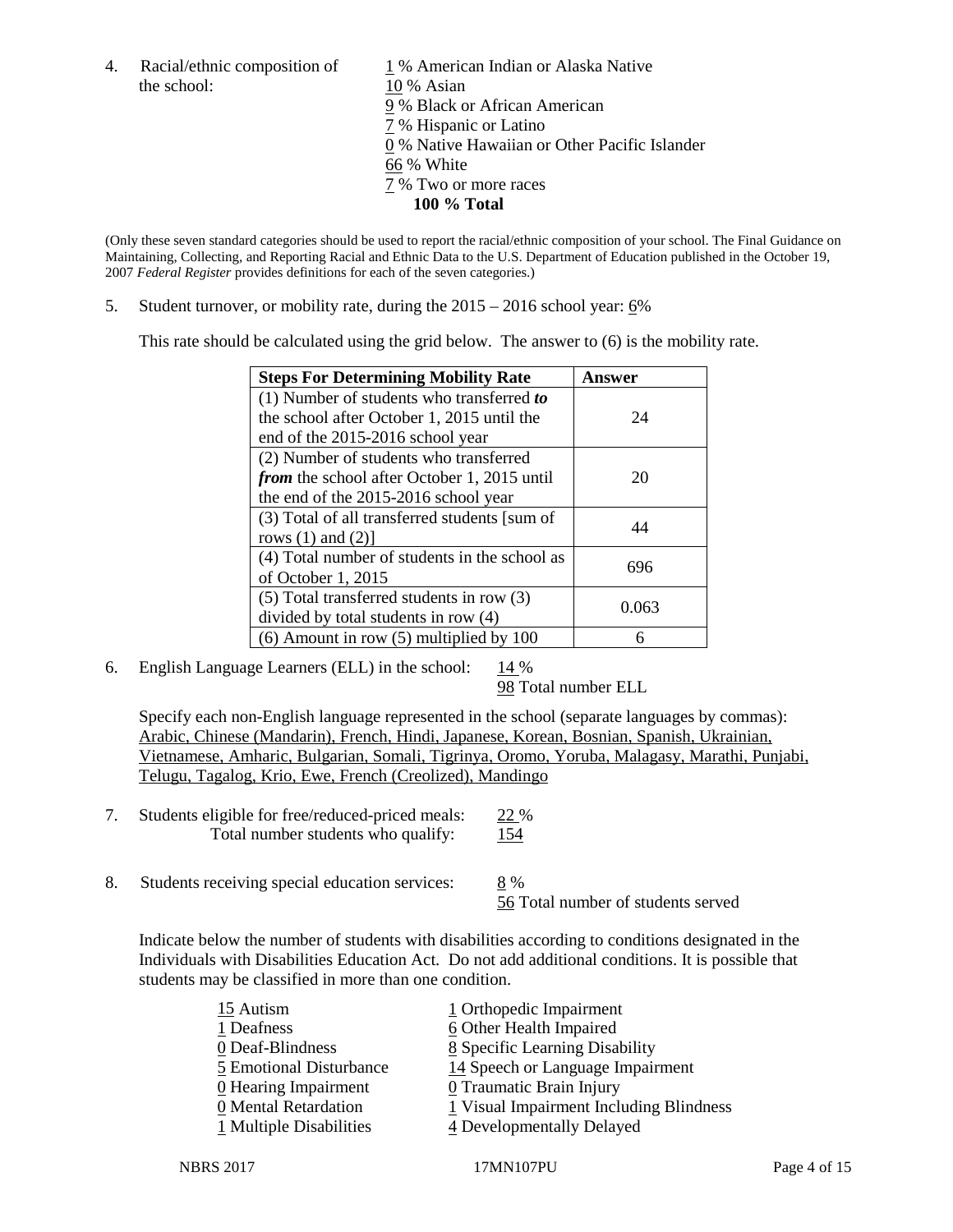4. Racial/ethnic composition of the school:

1 % American Indian or Alaska Native
10 % Asian
9 % Black or African American
7 % Hispanic or Latino
0 % Native Hawaiian or Other Pacific Islander
66 % White
7 % Two or more races
**100 % Total**

(Only these seven standard categories should be used to report the racial/ethnic composition of your school. The Final Guidance on Maintaining, Collecting, and Reporting Racial and Ethnic Data to the U.S. Department of Education published in the October 19, 2007 *Federal Register* provides definitions for each of the seven categories.)

5. Student turnover, or mobility rate, during the 2015 – 2016 school year: 6%

This rate should be calculated using the grid below. The answer to (6) is the mobility rate.

| **Steps For Determining Mobility Rate** | **Answer** |
|---|---|
| (1) Number of students who transferred ***to*** the school after October 1, 2015 until the end of the 2015-2016 school year | 24 |
| (2) Number of students who transferred ***from*** the school after October 1, 2015 until the end of the 2015-2016 school year | 20 |
| (3) Total of all transferred students [sum of rows (1) and (2)] | 44 |
| (4) Total number of students in the school as of October 1, 2015 | 696 |
| (5) Total transferred students in row (3) divided by total students in row (4) | 0.063 |
| (6) Amount in row (5) multiplied by 100 | 6 |

6. English Language Learners (ELL) in the school: 14 %
98 Total number ELL

Specify each non-English language represented in the school (separate languages by commas): Arabic, Chinese (Mandarin), French, Hindi, Japanese, Korean, Bosnian, Spanish, Ukrainian, Vietnamese, Amharic, Bulgarian, Somali, Tigrinya, Oromo, Yoruba, Malagasy, Marathi, Punjabi, Telugu, Tagalog, Krio, Ewe, French (Creolized), Mandingo

7. Students eligible for free/reduced-priced meals: 22 %
Total number students who qualify: 154

8. Students receiving special education services: 8 %
56 Total number of students served

Indicate below the number of students with disabilities according to conditions designated in the Individuals with Disabilities Education Act. Do not add additional conditions. It is possible that students may be classified in more than one condition.

15 Autism
1 Deafness
0 Deaf-Blindness
5 Emotional Disturbance
0 Hearing Impairment
0 Mental Retardation
1 Multiple Disabilities
1 Orthopedic Impairment
6 Other Health Impaired
8 Specific Learning Disability
14 Speech or Language Impairment
0 Traumatic Brain Injury
1 Visual Impairment Including Blindness
4 Developmentally Delayed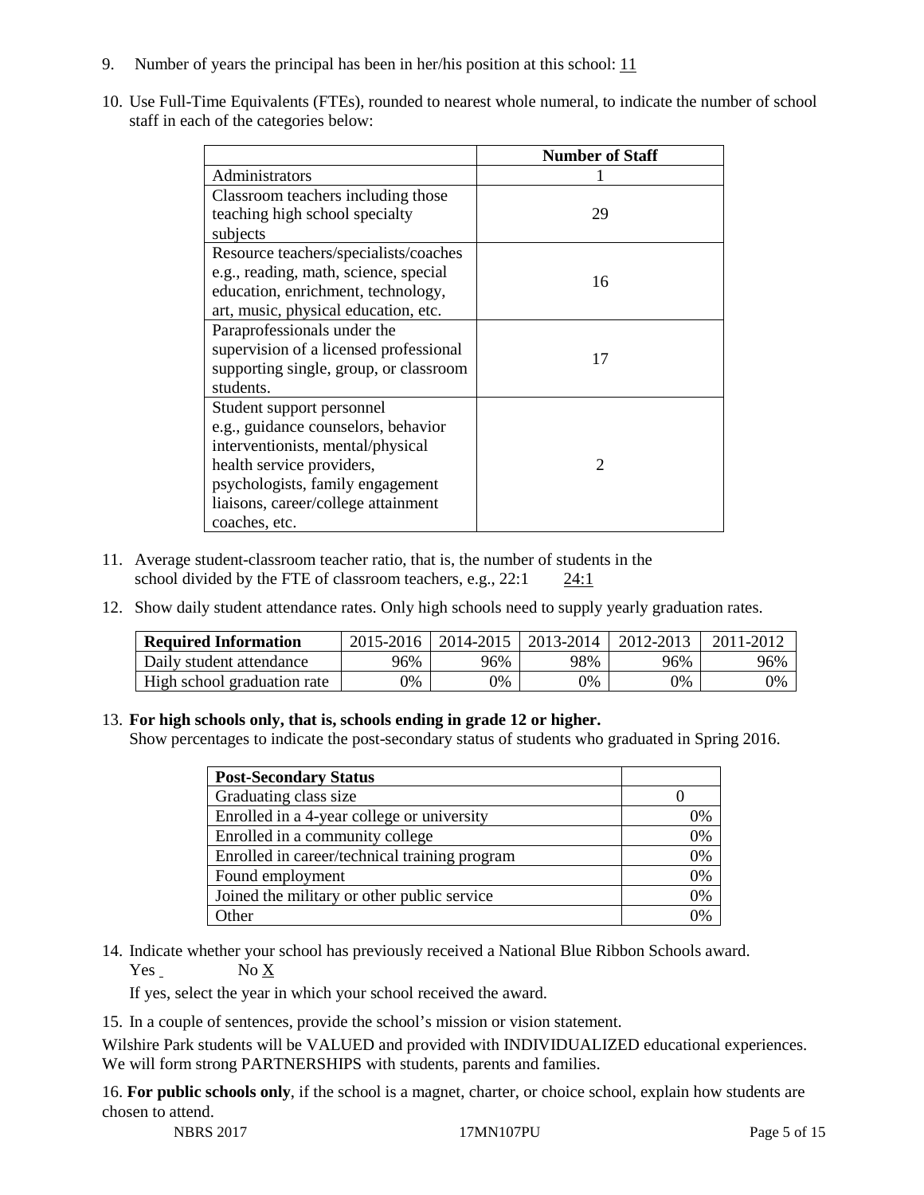9. Number of years the principal has been in her/his position at this school: 11

10. Use Full-Time Equivalents (FTEs), rounded to nearest whole numeral, to indicate the number of school staff in each of the categories below:

| | Number of Staff |
|---|---|
| Administrators | 1 |
| Classroom teachers including those teaching high school specialty subjects | 29 |
| Resource teachers/specialists/coaches e.g., reading, math, science, special education, enrichment, technology, art, music, physical education, etc. | 16 |
| Paraprofessionals under the supervision of a licensed professional supporting single, group, or classroom students. | 17 |
| Student support personnel e.g., guidance counselors, behavior interventionists, mental/physical health service providers, psychologists, family engagement liaisons, career/college attainment coaches, etc. | 2 |

11. Average student-classroom teacher ratio, that is, the number of students in the school divided by the FTE of classroom teachers, e.g., 22:1 24:1

12. Show daily student attendance rates. Only high schools need to supply yearly graduation rates.

| Required Information | 2015-2016 | 2014-2015 | 2013-2014 | 2012-2013 | 2011-2012 |
|---|---|---|---|---|---|
| Daily student attendance | 96% | 96% | 98% | 96% | 96% |
| High school graduation rate | 0% | 0% | 0% | 0% | 0% |

13. **For high schools only, that is, schools ending in grade 12 or higher.**
Show percentages to indicate the post-secondary status of students who graduated in Spring 2016.

| Post-Secondary Status | |
|---|---|
| Graduating class size | 0 |
| Enrolled in a 4-year college or university | 0% |
| Enrolled in a community college | 0% |
| Enrolled in career/technical training program | 0% |
| Found employment | 0% |
| Joined the military or other public service | 0% |
| Other | 0% |

14. Indicate whether your school has previously received a National Blue Ribbon Schools award.
Yes No X

If yes, select the year in which your school received the award.

15. In a couple of sentences, provide the school's mission or vision statement.

Wilshire Park students will be VALUED and provided with INDIVIDUALIZED educational experiences. We will form strong PARTNERSHIPS with students, parents and families.

16. **For public schools only**, if the school is a magnet, charter, or choice school, explain how students are chosen to attend.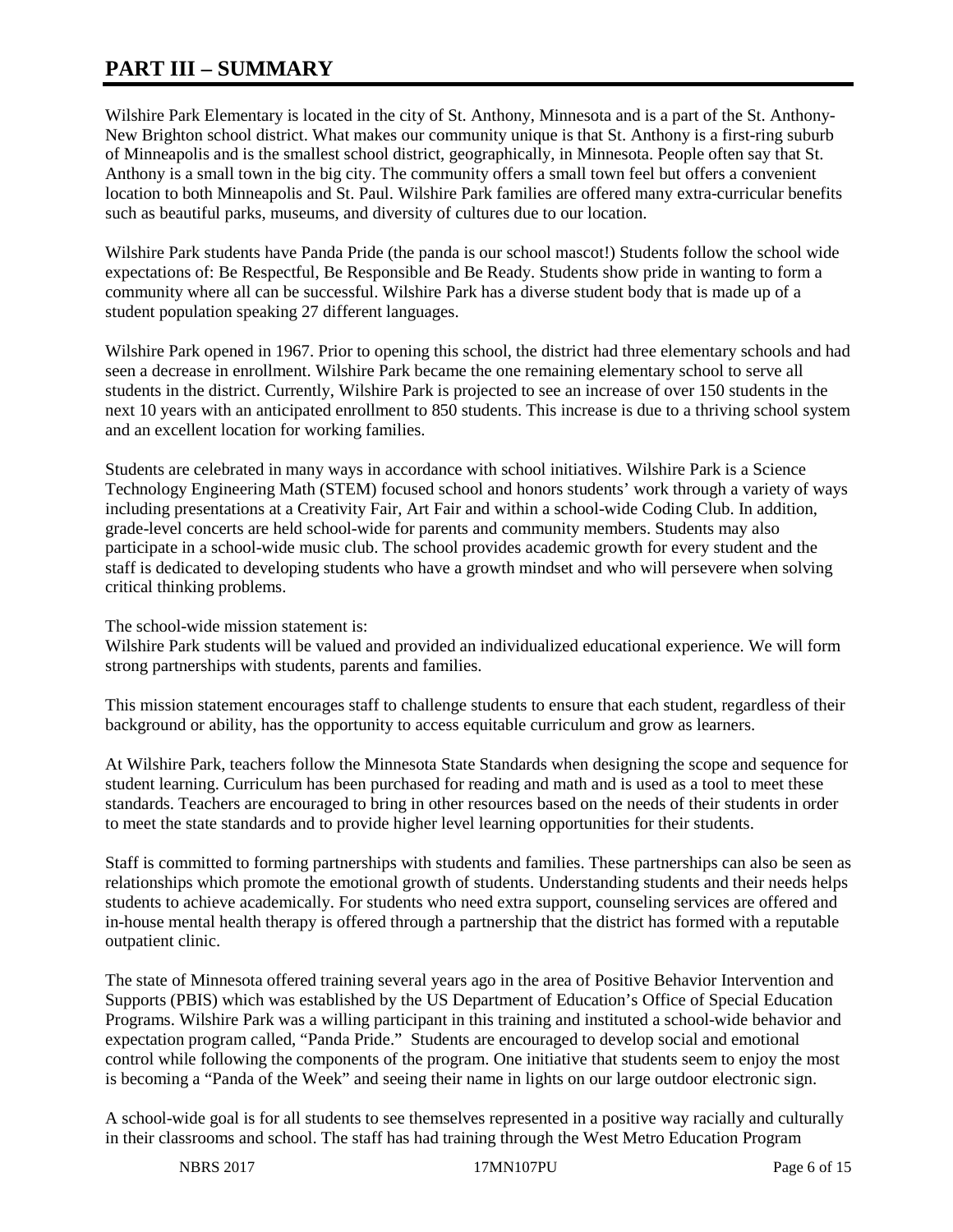# PART III – SUMMARY

Wilshire Park Elementary is located in the city of St. Anthony, Minnesota and is a part of the St. Anthony-New Brighton school district. What makes our community unique is that St. Anthony is a first-ring suburb of Minneapolis and is the smallest school district, geographically, in Minnesota. People often say that St. Anthony is a small town in the big city. The community offers a small town feel but offers a convenient location to both Minneapolis and St. Paul. Wilshire Park families are offered many extra-curricular benefits such as beautiful parks, museums, and diversity of cultures due to our location.

Wilshire Park students have Panda Pride (the panda is our school mascot!) Students follow the school wide expectations of: Be Respectful, Be Responsible and Be Ready. Students show pride in wanting to form a community where all can be successful. Wilshire Park has a diverse student body that is made up of a student population speaking 27 different languages.

Wilshire Park opened in 1967. Prior to opening this school, the district had three elementary schools and had seen a decrease in enrollment. Wilshire Park became the one remaining elementary school to serve all students in the district. Currently, Wilshire Park is projected to see an increase of over 150 students in the next 10 years with an anticipated enrollment to 850 students. This increase is due to a thriving school system and an excellent location for working families.

Students are celebrated in many ways in accordance with school initiatives. Wilshire Park is a Science Technology Engineering Math (STEM) focused school and honors students' work through a variety of ways including presentations at a Creativity Fair, Art Fair and within a school-wide Coding Club. In addition, grade-level concerts are held school-wide for parents and community members. Students may also participate in a school-wide music club. The school provides academic growth for every student and the staff is dedicated to developing students who have a growth mindset and who will persevere when solving critical thinking problems.

The school-wide mission statement is:
Wilshire Park students will be valued and provided an individualized educational experience. We will form strong partnerships with students, parents and families.

This mission statement encourages staff to challenge students to ensure that each student, regardless of their background or ability, has the opportunity to access equitable curriculum and grow as learners.

At Wilshire Park, teachers follow the Minnesota State Standards when designing the scope and sequence for student learning. Curriculum has been purchased for reading and math and is used as a tool to meet these standards. Teachers are encouraged to bring in other resources based on the needs of their students in order to meet the state standards and to provide higher level learning opportunities for their students.

Staff is committed to forming partnerships with students and families. These partnerships can also be seen as relationships which promote the emotional growth of students. Understanding students and their needs helps students to achieve academically. For students who need extra support, counseling services are offered and in-house mental health therapy is offered through a partnership that the district has formed with a reputable outpatient clinic.

The state of Minnesota offered training several years ago in the area of Positive Behavior Intervention and Supports (PBIS) which was established by the US Department of Education's Office of Special Education Programs. Wilshire Park was a willing participant in this training and instituted a school-wide behavior and expectation program called, "Panda Pride." Students are encouraged to develop social and emotional control while following the components of the program. One initiative that students seem to enjoy the most is becoming a "Panda of the Week" and seeing their name in lights on our large outdoor electronic sign.

A school-wide goal is for all students to see themselves represented in a positive way racially and culturally in their classrooms and school. The staff has had training through the West Metro Education Program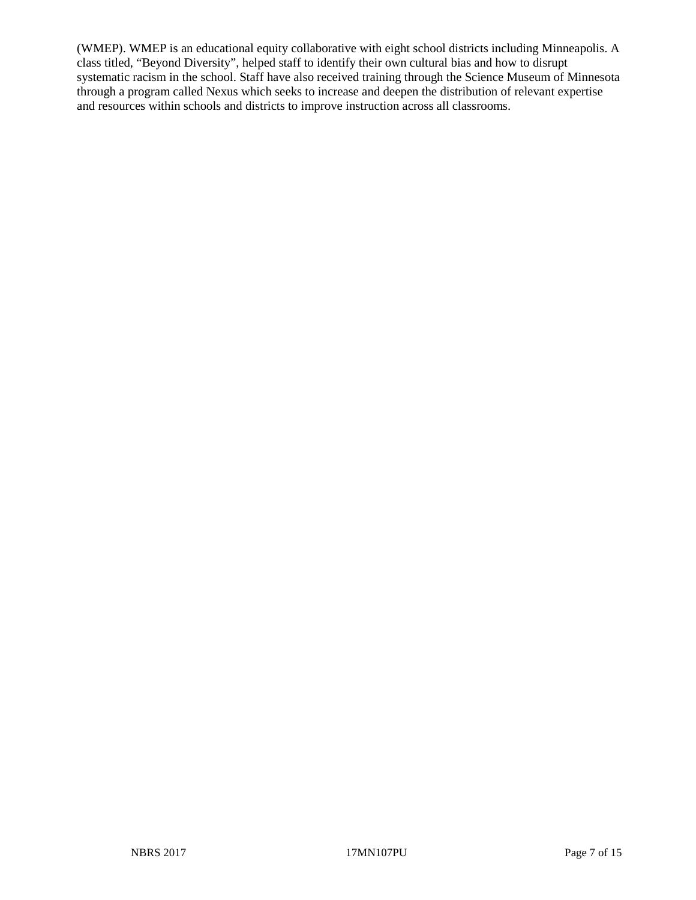(WMEP). WMEP is an educational equity collaborative with eight school districts including Minneapolis. A class titled, “Beyond Diversity”, helped staff to identify their own cultural bias and how to disrupt systematic racism in the school. Staff have also received training through the Science Museum of Minnesota through a program called Nexus which seeks to increase and deepen the distribution of relevant expertise and resources within schools and districts to improve instruction across all classrooms.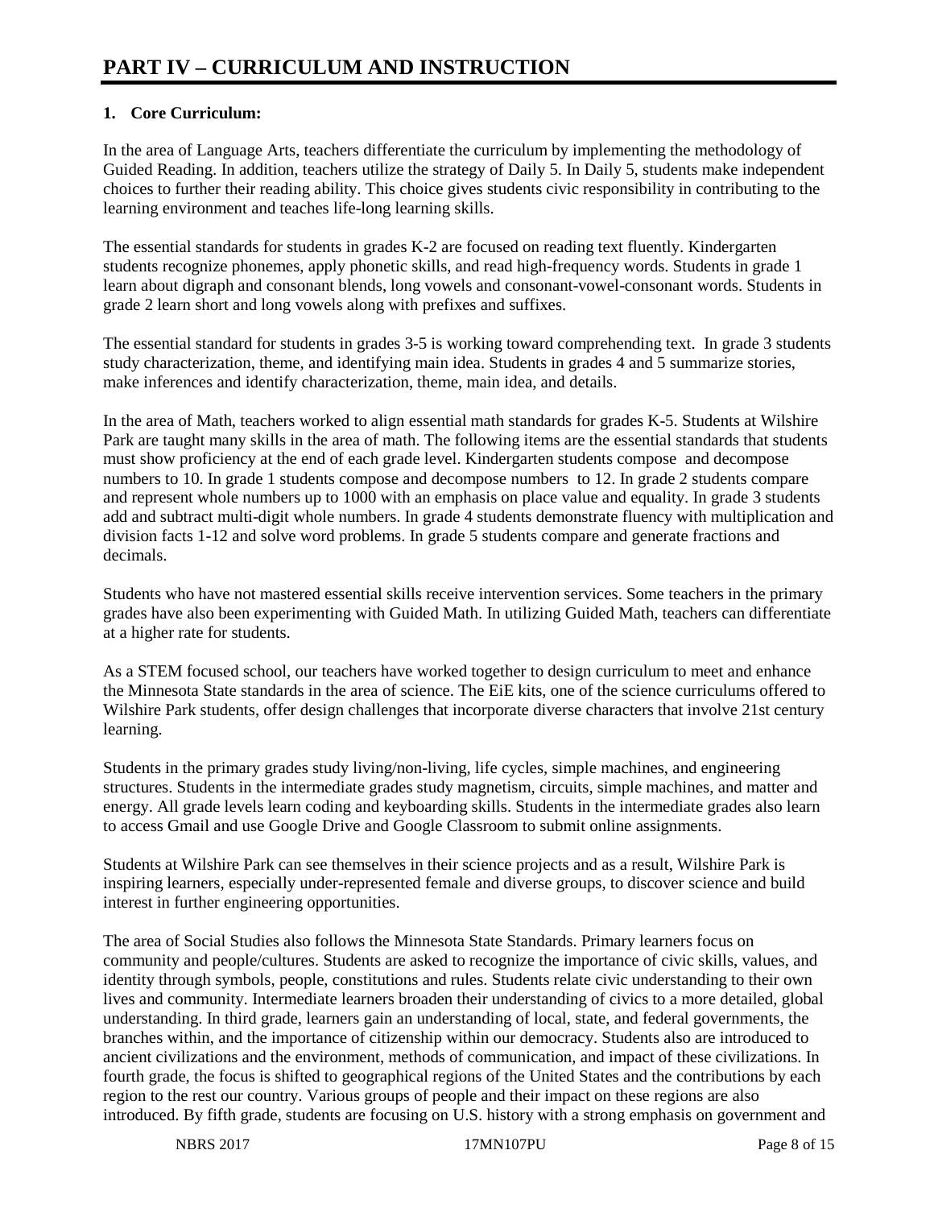# PART IV – CURRICULUM AND INSTRUCTION

**1. Core Curriculum:**

In the area of Language Arts, teachers differentiate the curriculum by implementing the methodology of Guided Reading. In addition, teachers utilize the strategy of Daily 5. In Daily 5, students make independent choices to further their reading ability. This choice gives students civic responsibility in contributing to the learning environment and teaches life-long learning skills.

The essential standards for students in grades K-2 are focused on reading text fluently. Kindergarten students recognize phonemes, apply phonetic skills, and read high-frequency words. Students in grade 1 learn about digraph and consonant blends, long vowels and consonant-vowel-consonant words. Students in grade 2 learn short and long vowels along with prefixes and suffixes.

The essential standard for students in grades 3-5 is working toward comprehending text. In grade 3 students study characterization, theme, and identifying main idea. Students in grades 4 and 5 summarize stories, make inferences and identify characterization, theme, main idea, and details.

In the area of Math, teachers worked to align essential math standards for grades K-5. Students at Wilshire Park are taught many skills in the area of math. The following items are the essential standards that students must show proficiency at the end of each grade level. Kindergarten students compose and decompose numbers to 10. In grade 1 students compose and decompose numbers to 12. In grade 2 students compare and represent whole numbers up to 1000 with an emphasis on place value and equality. In grade 3 students add and subtract multi-digit whole numbers. In grade 4 students demonstrate fluency with multiplication and division facts 1-12 and solve word problems. In grade 5 students compare and generate fractions and decimals.

Students who have not mastered essential skills receive intervention services. Some teachers in the primary grades have also been experimenting with Guided Math. In utilizing Guided Math, teachers can differentiate at a higher rate for students.

As a STEM focused school, our teachers have worked together to design curriculum to meet and enhance the Minnesota State standards in the area of science. The EiE kits, one of the science curriculums offered to Wilshire Park students, offer design challenges that incorporate diverse characters that involve 21st century learning.

Students in the primary grades study living/non-living, life cycles, simple machines, and engineering structures. Students in the intermediate grades study magnetism, circuits, simple machines, and matter and energy. All grade levels learn coding and keyboarding skills. Students in the intermediate grades also learn to access Gmail and use Google Drive and Google Classroom to submit online assignments.

Students at Wilshire Park can see themselves in their science projects and as a result, Wilshire Park is inspiring learners, especially under-represented female and diverse groups, to discover science and build interest in further engineering opportunities.

The area of Social Studies also follows the Minnesota State Standards. Primary learners focus on community and people/cultures. Students are asked to recognize the importance of civic skills, values, and identity through symbols, people, constitutions and rules. Students relate civic understanding to their own lives and community. Intermediate learners broaden their understanding of civics to a more detailed, global understanding. In third grade, learners gain an understanding of local, state, and federal governments, the branches within, and the importance of citizenship within our democracy. Students also are introduced to ancient civilizations and the environment, methods of communication, and impact of these civilizations. In fourth grade, the focus is shifted to geographical regions of the United States and the contributions by each region to the rest our country. Various groups of people and their impact on these regions are also introduced. By fifth grade, students are focusing on U.S. history with a strong emphasis on government and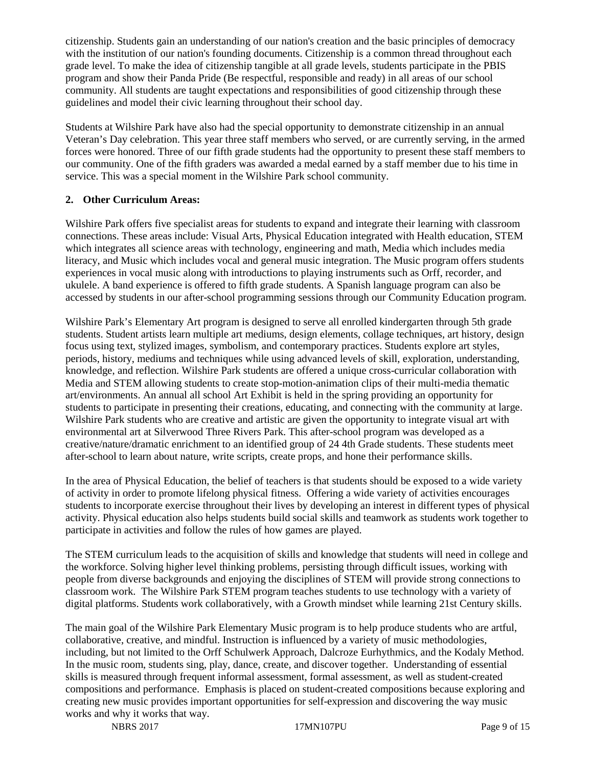citizenship. Students gain an understanding of our nation's creation and the basic principles of democracy with the institution of our nation's founding documents. Citizenship is a common thread throughout each grade level. To make the idea of citizenship tangible at all grade levels, students participate in the PBIS program and show their Panda Pride (Be respectful, responsible and ready) in all areas of our school community. All students are taught expectations and responsibilities of good citizenship through these guidelines and model their civic learning throughout their school day.

Students at Wilshire Park have also had the special opportunity to demonstrate citizenship in an annual Veteran's Day celebration. This year three staff members who served, or are currently serving, in the armed forces were honored. Three of our fifth grade students had the opportunity to present these staff members to our community. One of the fifth graders was awarded a medal earned by a staff member due to his time in service. This was a special moment in the Wilshire Park school community.

**2. Other Curriculum Areas:**

Wilshire Park offers five specialist areas for students to expand and integrate their learning with classroom connections. These areas include: Visual Arts, Physical Education integrated with Health education, STEM which integrates all science areas with technology, engineering and math, Media which includes media literacy, and Music which includes vocal and general music integration. The Music program offers students experiences in vocal music along with introductions to playing instruments such as Orff, recorder, and ukulele. A band experience is offered to fifth grade students. A Spanish language program can also be accessed by students in our after-school programming sessions through our Community Education program.

Wilshire Park's Elementary Art program is designed to serve all enrolled kindergarten through 5th grade students. Student artists learn multiple art mediums, design elements, collage techniques, art history, design focus using text, stylized images, symbolism, and contemporary practices. Students explore art styles, periods, history, mediums and techniques while using advanced levels of skill, exploration, understanding, knowledge, and reflection. Wilshire Park students are offered a unique cross-curricular collaboration with Media and STEM allowing students to create stop-motion-animation clips of their multi-media thematic art/environments. An annual all school Art Exhibit is held in the spring providing an opportunity for students to participate in presenting their creations, educating, and connecting with the community at large. Wilshire Park students who are creative and artistic are given the opportunity to integrate visual art with environmental art at Silverwood Three Rivers Park. This after-school program was developed as a creative/nature/dramatic enrichment to an identified group of 24 4th Grade students. These students meet after-school to learn about nature, write scripts, create props, and hone their performance skills.

In the area of Physical Education, the belief of teachers is that students should be exposed to a wide variety of activity in order to promote lifelong physical fitness. Offering a wide variety of activities encourages students to incorporate exercise throughout their lives by developing an interest in different types of physical activity. Physical education also helps students build social skills and teamwork as students work together to participate in activities and follow the rules of how games are played.

The STEM curriculum leads to the acquisition of skills and knowledge that students will need in college and the workforce. Solving higher level thinking problems, persisting through difficult issues, working with people from diverse backgrounds and enjoying the disciplines of STEM will provide strong connections to classroom work. The Wilshire Park STEM program teaches students to use technology with a variety of digital platforms. Students work collaboratively, with a Growth mindset while learning 21st Century skills.

The main goal of the Wilshire Park Elementary Music program is to help produce students who are artful, collaborative, creative, and mindful. Instruction is influenced by a variety of music methodologies, including, but not limited to the Orff Schulwerk Approach, Dalcroze Eurhythmics, and the Kodaly Method. In the music room, students sing, play, dance, create, and discover together. Understanding of essential skills is measured through frequent informal assessment, formal assessment, as well as student-created compositions and performance. Emphasis is placed on student-created compositions because exploring and creating new music provides important opportunities for self-expression and discovering the way music works and why it works that way.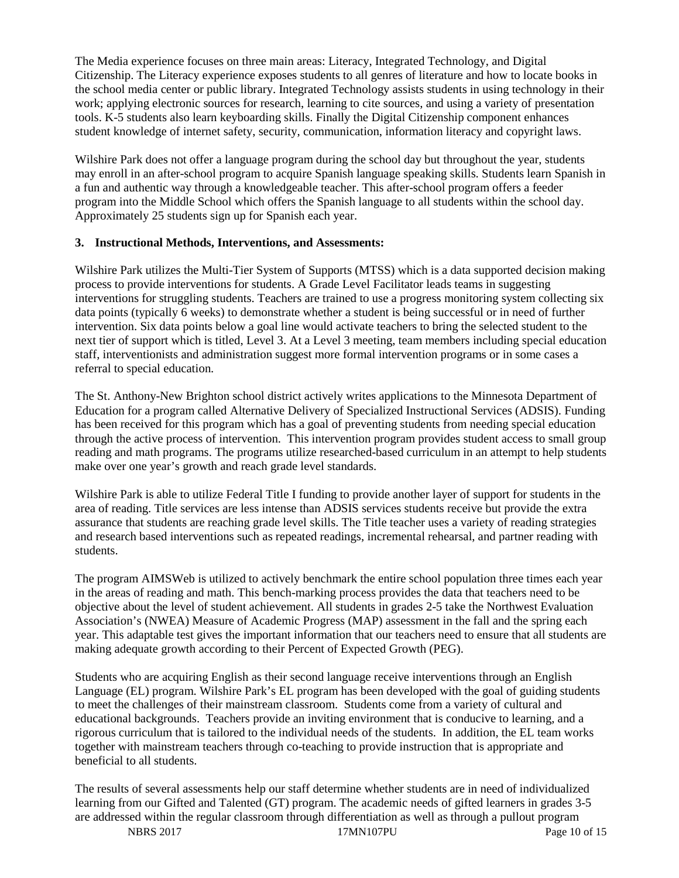The Media experience focuses on three main areas: Literacy, Integrated Technology, and Digital Citizenship. The Literacy experience exposes students to all genres of literature and how to locate books in the school media center or public library. Integrated Technology assists students in using technology in their work; applying electronic sources for research, learning to cite sources, and using a variety of presentation tools. K-5 students also learn keyboarding skills. Finally the Digital Citizenship component enhances student knowledge of internet safety, security, communication, information literacy and copyright laws.

Wilshire Park does not offer a language program during the school day but throughout the year, students may enroll in an after-school program to acquire Spanish language speaking skills. Students learn Spanish in a fun and authentic way through a knowledgeable teacher. This after-school program offers a feeder program into the Middle School which offers the Spanish language to all students within the school day. Approximately 25 students sign up for Spanish each year.

**3. Instructional Methods, Interventions, and Assessments:**

Wilshire Park utilizes the Multi-Tier System of Supports (MTSS) which is a data supported decision making process to provide interventions for students. A Grade Level Facilitator leads teams in suggesting interventions for struggling students. Teachers are trained to use a progress monitoring system collecting six data points (typically 6 weeks) to demonstrate whether a student is being successful or in need of further intervention. Six data points below a goal line would activate teachers to bring the selected student to the next tier of support which is titled, Level 3. At a Level 3 meeting, team members including special education staff, interventionists and administration suggest more formal intervention programs or in some cases a referral to special education.

The St. Anthony-New Brighton school district actively writes applications to the Minnesota Department of Education for a program called Alternative Delivery of Specialized Instructional Services (ADSIS). Funding has been received for this program which has a goal of preventing students from needing special education through the active process of intervention. This intervention program provides student access to small group reading and math programs. The programs utilize researched-based curriculum in an attempt to help students make over one year's growth and reach grade level standards.

Wilshire Park is able to utilize Federal Title I funding to provide another layer of support for students in the area of reading. Title services are less intense than ADSIS services students receive but provide the extra assurance that students are reaching grade level skills. The Title teacher uses a variety of reading strategies and research based interventions such as repeated readings, incremental rehearsal, and partner reading with students.

The program AIMSWeb is utilized to actively benchmark the entire school population three times each year in the areas of reading and math. This bench-marking process provides the data that teachers need to be objective about the level of student achievement. All students in grades 2-5 take the Northwest Evaluation Association's (NWEA) Measure of Academic Progress (MAP) assessment in the fall and the spring each year. This adaptable test gives the important information that our teachers need to ensure that all students are making adequate growth according to their Percent of Expected Growth (PEG).

Students who are acquiring English as their second language receive interventions through an English Language (EL) program. Wilshire Park's EL program has been developed with the goal of guiding students to meet the challenges of their mainstream classroom. Students come from a variety of cultural and educational backgrounds. Teachers provide an inviting environment that is conducive to learning, and a rigorous curriculum that is tailored to the individual needs of the students. In addition, the EL team works together with mainstream teachers through co-teaching to provide instruction that is appropriate and beneficial to all students.

The results of several assessments help our staff determine whether students are in need of individualized learning from our Gifted and Talented (GT) program. The academic needs of gifted learners in grades 3-5 are addressed within the regular classroom through differentiation as well as through a pullout program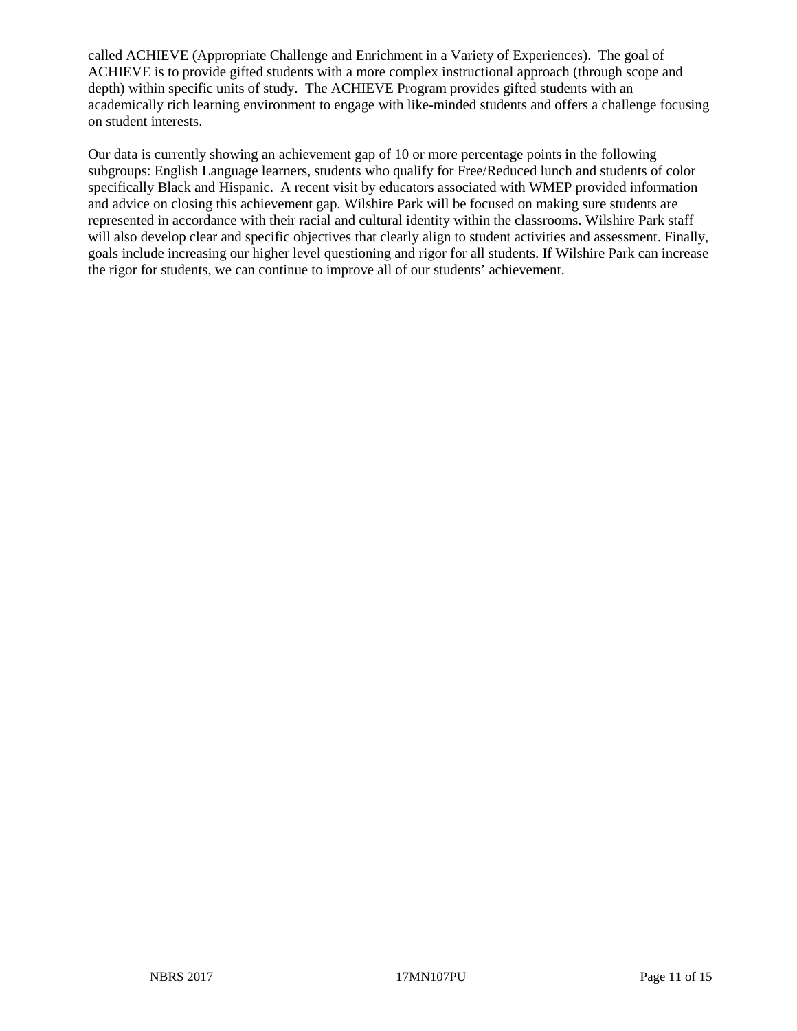called ACHIEVE (Appropriate Challenge and Enrichment in a Variety of Experiences). The goal of ACHIEVE is to provide gifted students with a more complex instructional approach (through scope and depth) within specific units of study. The ACHIEVE Program provides gifted students with an academically rich learning environment to engage with like-minded students and offers a challenge focusing on student interests.

Our data is currently showing an achievement gap of 10 or more percentage points in the following subgroups: English Language learners, students who qualify for Free/Reduced lunch and students of color specifically Black and Hispanic. A recent visit by educators associated with WMEP provided information and advice on closing this achievement gap. Wilshire Park will be focused on making sure students are represented in accordance with their racial and cultural identity within the classrooms. Wilshire Park staff will also develop clear and specific objectives that clearly align to student activities and assessment. Finally, goals include increasing our higher level questioning and rigor for all students. If Wilshire Park can increase the rigor for students, we can continue to improve all of our students' achievement.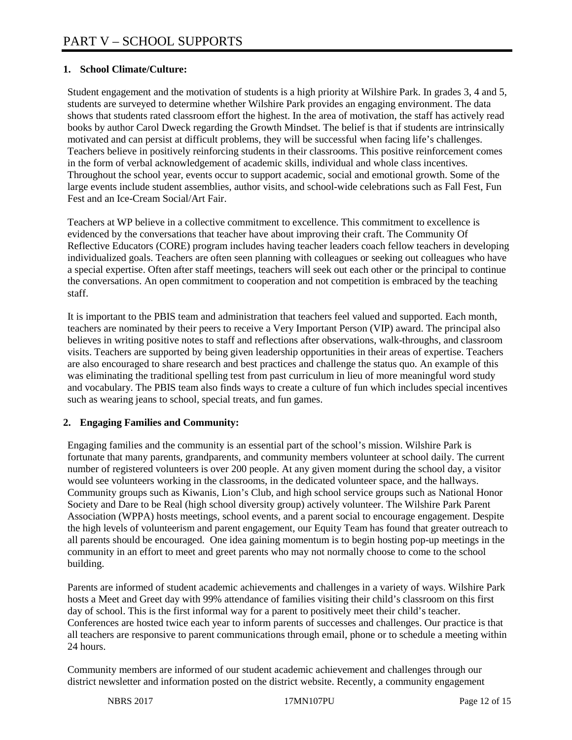# PART V – SCHOOL SUPPORTS

**1. School Climate/Culture:**

Student engagement and the motivation of students is a high priority at Wilshire Park. In grades 3, 4 and 5, students are surveyed to determine whether Wilshire Park provides an engaging environment. The data shows that students rated classroom effort the highest. In the area of motivation, the staff has actively read books by author Carol Dweck regarding the Growth Mindset. The belief is that if students are intrinsically motivated and can persist at difficult problems, they will be successful when facing life's challenges. Teachers believe in positively reinforcing students in their classrooms. This positive reinforcement comes in the form of verbal acknowledgement of academic skills, individual and whole class incentives. Throughout the school year, events occur to support academic, social and emotional growth. Some of the large events include student assemblies, author visits, and school-wide celebrations such as Fall Fest, Fun Fest and an Ice-Cream Social/Art Fair.

Teachers at WP believe in a collective commitment to excellence. This commitment to excellence is evidenced by the conversations that teacher have about improving their craft. The Community Of Reflective Educators (CORE) program includes having teacher leaders coach fellow teachers in developing individualized goals. Teachers are often seen planning with colleagues or seeking out colleagues who have a special expertise. Often after staff meetings, teachers will seek out each other or the principal to continue the conversations. An open commitment to cooperation and not competition is embraced by the teaching staff.

It is important to the PBIS team and administration that teachers feel valued and supported. Each month, teachers are nominated by their peers to receive a Very Important Person (VIP) award. The principal also believes in writing positive notes to staff and reflections after observations, walk-throughs, and classroom visits. Teachers are supported by being given leadership opportunities in their areas of expertise. Teachers are also encouraged to share research and best practices and challenge the status quo. An example of this was eliminating the traditional spelling test from past curriculum in lieu of more meaningful word study and vocabulary. The PBIS team also finds ways to create a culture of fun which includes special incentives such as wearing jeans to school, special treats, and fun games.

**2. Engaging Families and Community:**

Engaging families and the community is an essential part of the school's mission. Wilshire Park is fortunate that many parents, grandparents, and community members volunteer at school daily. The current number of registered volunteers is over 200 people. At any given moment during the school day, a visitor would see volunteers working in the classrooms, in the dedicated volunteer space, and the hallways. Community groups such as Kiwanis, Lion's Club, and high school service groups such as National Honor Society and Dare to be Real (high school diversity group) actively volunteer. The Wilshire Park Parent Association (WPPA) hosts meetings, school events, and a parent social to encourage engagement. Despite the high levels of volunteerism and parent engagement, our Equity Team has found that greater outreach to all parents should be encouraged. One idea gaining momentum is to begin hosting pop-up meetings in the community in an effort to meet and greet parents who may not normally choose to come to the school building.

Parents are informed of student academic achievements and challenges in a variety of ways. Wilshire Park hosts a Meet and Greet day with 99% attendance of families visiting their child's classroom on this first day of school. This is the first informal way for a parent to positively meet their child's teacher. Conferences are hosted twice each year to inform parents of successes and challenges. Our practice is that all teachers are responsive to parent communications through email, phone or to schedule a meeting within 24 hours.

Community members are informed of our student academic achievement and challenges through our district newsletter and information posted on the district website. Recently, a community engagement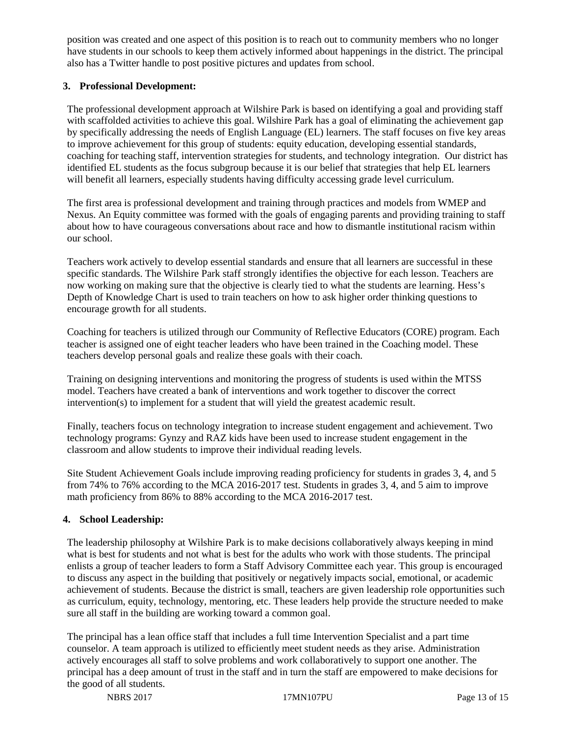position was created and one aspect of this position is to reach out to community members who no longer have students in our schools to keep them actively informed about happenings in the district. The principal also has a Twitter handle to post positive pictures and updates from school.

**3. Professional Development:**

The professional development approach at Wilshire Park is based on identifying a goal and providing staff with scaffolded activities to achieve this goal. Wilshire Park has a goal of eliminating the achievement gap by specifically addressing the needs of English Language (EL) learners. The staff focuses on five key areas to improve achievement for this group of students: equity education, developing essential standards, coaching for teaching staff, intervention strategies for students, and technology integration. Our district has identified EL students as the focus subgroup because it is our belief that strategies that help EL learners will benefit all learners, especially students having difficulty accessing grade level curriculum.

The first area is professional development and training through practices and models from WMEP and Nexus. An Equity committee was formed with the goals of engaging parents and providing training to staff about how to have courageous conversations about race and how to dismantle institutional racism within our school.

Teachers work actively to develop essential standards and ensure that all learners are successful in these specific standards. The Wilshire Park staff strongly identifies the objective for each lesson. Teachers are now working on making sure that the objective is clearly tied to what the students are learning. Hess's Depth of Knowledge Chart is used to train teachers on how to ask higher order thinking questions to encourage growth for all students.

Coaching for teachers is utilized through our Community of Reflective Educators (CORE) program. Each teacher is assigned one of eight teacher leaders who have been trained in the Coaching model. These teachers develop personal goals and realize these goals with their coach.

Training on designing interventions and monitoring the progress of students is used within the MTSS model. Teachers have created a bank of interventions and work together to discover the correct intervention(s) to implement for a student that will yield the greatest academic result.

Finally, teachers focus on technology integration to increase student engagement and achievement. Two technology programs: Gynzy and RAZ kids have been used to increase student engagement in the classroom and allow students to improve their individual reading levels.

Site Student Achievement Goals include improving reading proficiency for students in grades 3, 4, and 5 from 74% to 76% according to the MCA 2016-2017 test. Students in grades 3, 4, and 5 aim to improve math proficiency from 86% to 88% according to the MCA 2016-2017 test.

**4. School Leadership:**

The leadership philosophy at Wilshire Park is to make decisions collaboratively always keeping in mind what is best for students and not what is best for the adults who work with those students. The principal enlists a group of teacher leaders to form a Staff Advisory Committee each year. This group is encouraged to discuss any aspect in the building that positively or negatively impacts social, emotional, or academic achievement of students. Because the district is small, teachers are given leadership role opportunities such as curriculum, equity, technology, mentoring, etc. These leaders help provide the structure needed to make sure all staff in the building are working toward a common goal.

The principal has a lean office staff that includes a full time Intervention Specialist and a part time counselor. A team approach is utilized to efficiently meet student needs as they arise. Administration actively encourages all staff to solve problems and work collaboratively to support one another. The principal has a deep amount of trust in the staff and in turn the staff are empowered to make decisions for the good of all students.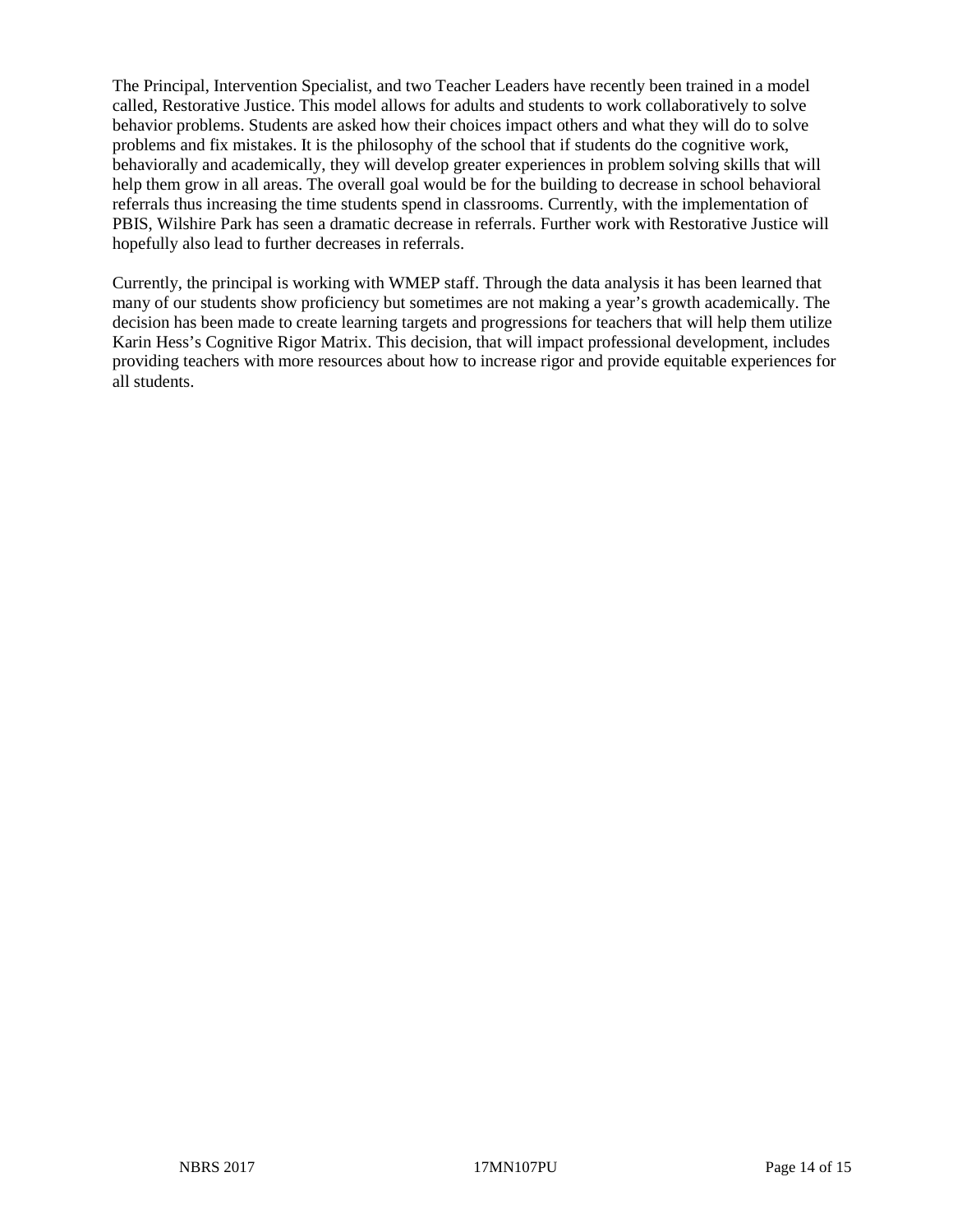The Principal, Intervention Specialist, and two Teacher Leaders have recently been trained in a model called, Restorative Justice. This model allows for adults and students to work collaboratively to solve behavior problems. Students are asked how their choices impact others and what they will do to solve problems and fix mistakes. It is the philosophy of the school that if students do the cognitive work, behaviorally and academically, they will develop greater experiences in problem solving skills that will help them grow in all areas. The overall goal would be for the building to decrease in school behavioral referrals thus increasing the time students spend in classrooms. Currently, with the implementation of PBIS, Wilshire Park has seen a dramatic decrease in referrals. Further work with Restorative Justice will hopefully also lead to further decreases in referrals.

Currently, the principal is working with WMEP staff. Through the data analysis it has been learned that many of our students show proficiency but sometimes are not making a year's growth academically. The decision has been made to create learning targets and progressions for teachers that will help them utilize Karin Hess's Cognitive Rigor Matrix. This decision, that will impact professional development, includes providing teachers with more resources about how to increase rigor and provide equitable experiences for all students.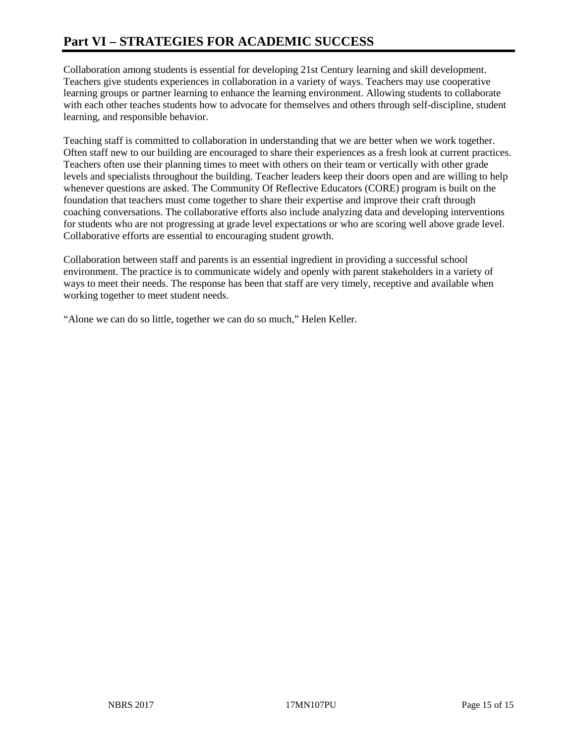# Part VI – STRATEGIES FOR ACADEMIC SUCCESS

Collaboration among students is essential for developing 21st Century learning and skill development. Teachers give students experiences in collaboration in a variety of ways. Teachers may use cooperative learning groups or partner learning to enhance the learning environment. Allowing students to collaborate with each other teaches students how to advocate for themselves and others through self-discipline, student learning, and responsible behavior.

Teaching staff is committed to collaboration in understanding that we are better when we work together. Often staff new to our building are encouraged to share their experiences as a fresh look at current practices. Teachers often use their planning times to meet with others on their team or vertically with other grade levels and specialists throughout the building. Teacher leaders keep their doors open and are willing to help whenever questions are asked. The Community Of Reflective Educators (CORE) program is built on the foundation that teachers must come together to share their expertise and improve their craft through coaching conversations. The collaborative efforts also include analyzing data and developing interventions for students who are not progressing at grade level expectations or who are scoring well above grade level. Collaborative efforts are essential to encouraging student growth.

Collaboration between staff and parents is an essential ingredient in providing a successful school environment. The practice is to communicate widely and openly with parent stakeholders in a variety of ways to meet their needs. The response has been that staff are very timely, receptive and available when working together to meet student needs.

"Alone we can do so little, together we can do so much," Helen Keller.